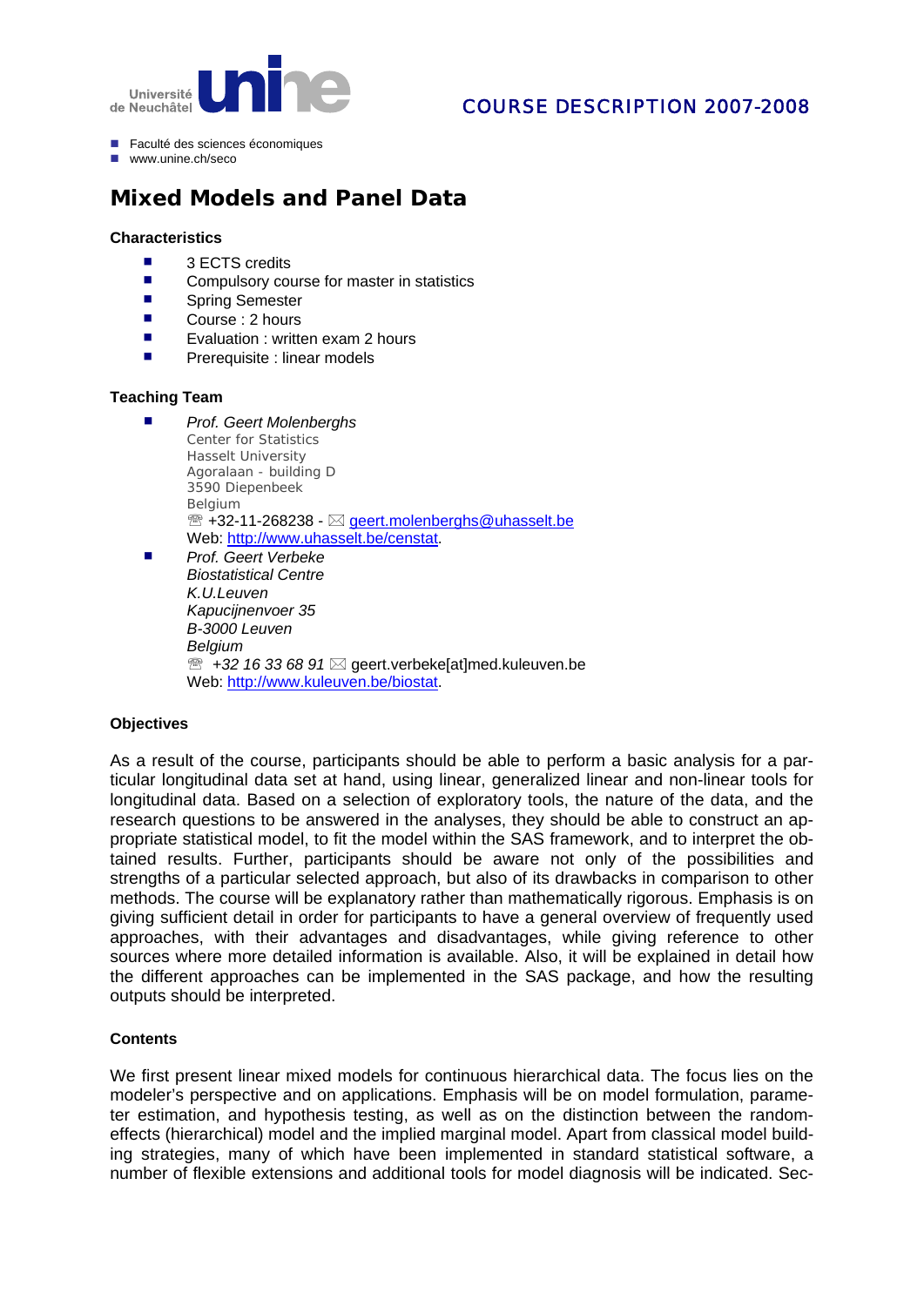Université de Neuchâtel unine

COURSE DESCRIPTION 2007-2008

- Faculté des sciences économiques
- www.unine.ch/seco

# Mixed Models and Panel Data

### Characteristics

- 3 ECTS credits
- Compulsory course for master in statistics
- Spring Semester
- Course : 2 hours
- Evaluation : written exam 2 hours
- Prerequisite : linear models

### Teaching Team

- *Prof. Geert Molenberghs*
  Center for Statistics
  Hasselt University
  Agoralaan - building D
  3590 Diepenbeek
  Belgium
  ☎ +32-11-268238 - ✉ geert.molenberghs@uhasselt.be
  Web: http://www.uhasselt.be/censtat.
- *Prof. Geert Verbeke*
  *Biostatistical Centre*
  *K.U.Leuven*
  *Kapucijnenvoer 35*
  *B-3000 Leuven*
  *Belgium*
  ☎ *+32 16 33 68 91* ✉ geert.verbeke[at]med.kuleuven.be
  Web: http://www.kuleuven.be/biostat.

### Objectives

As a result of the course, participants should be able to perform a basic analysis for a particular longitudinal data set at hand, using linear, generalized linear and non-linear tools for longitudinal data. Based on a selection of exploratory tools, the nature of the data, and the research questions to be answered in the analyses, they should be able to construct an appropriate statistical model, to fit the model within the SAS framework, and to interpret the obtained results. Further, participants should be aware not only of the possibilities and strengths of a particular selected approach, but also of its drawbacks in comparison to other methods. The course will be explanatory rather than mathematically rigorous. Emphasis is on giving sufficient detail in order for participants to have a general overview of frequently used approaches, with their advantages and disadvantages, while giving reference to other sources where more detailed information is available. Also, it will be explained in detail how the different approaches can be implemented in the SAS package, and how the resulting outputs should be interpreted.

### Contents

We first present linear mixed models for continuous hierarchical data. The focus lies on the modeler's perspective and on applications. Emphasis will be on model formulation, parameter estimation, and hypothesis testing, as well as on the distinction between the random-effects (hierarchical) model and the implied marginal model. Apart from classical model building strategies, many of which have been implemented in standard statistical software, a number of flexible extensions and additional tools for model diagnosis will be indicated. Sec-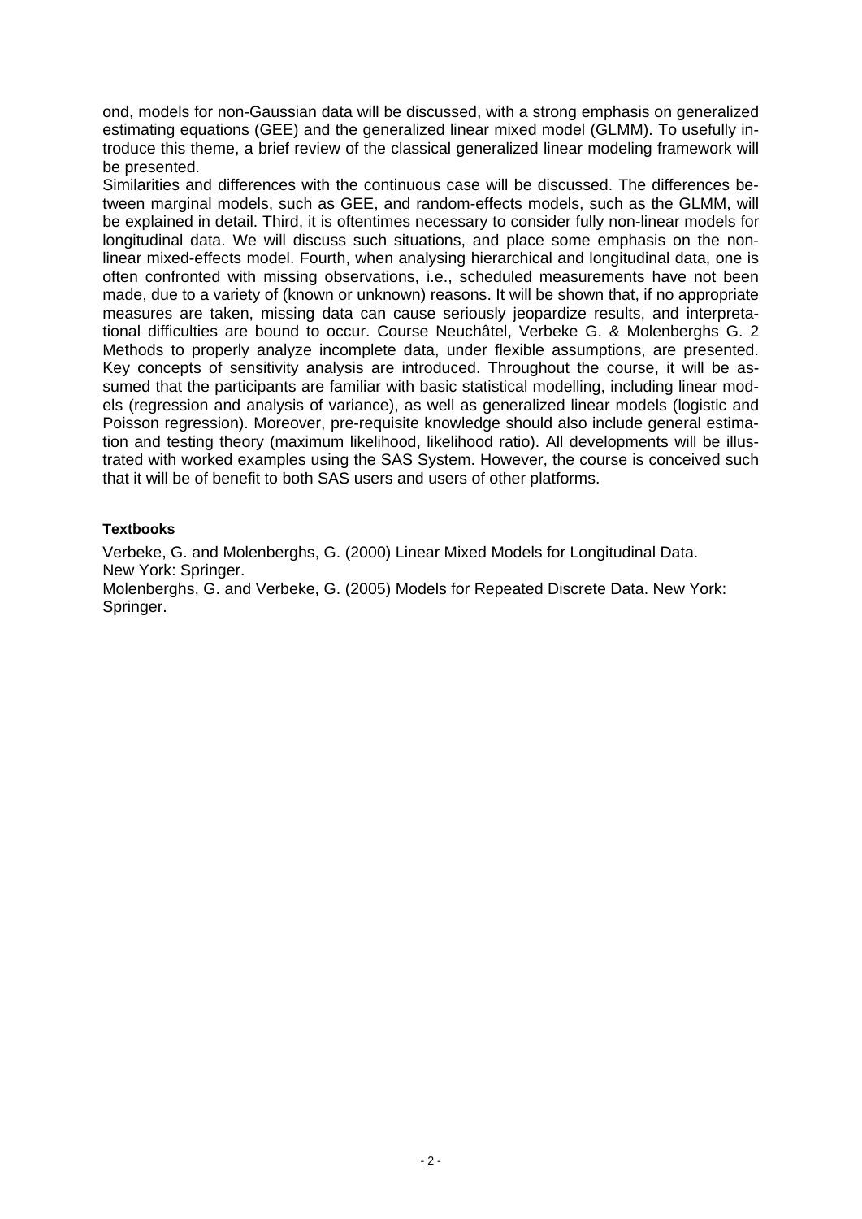ond, models for non-Gaussian data will be discussed, with a strong emphasis on generalized estimating equations (GEE) and the generalized linear mixed model (GLMM). To usefully introduce this theme, a brief review of the classical generalized linear modeling framework will be presented.

Similarities and differences with the continuous case will be discussed. The differences between marginal models, such as GEE, and random-effects models, such as the GLMM, will be explained in detail. Third, it is oftentimes necessary to consider fully non-linear models for longitudinal data. We will discuss such situations, and place some emphasis on the non-linear mixed-effects model. Fourth, when analysing hierarchical and longitudinal data, one is often confronted with missing observations, i.e., scheduled measurements have not been made, due to a variety of (known or unknown) reasons. It will be shown that, if no appropriate measures are taken, missing data can cause seriously jeopardize results, and interpretational difficulties are bound to occur. Course Neuchâtel, Verbeke G. & Molenberghs G. 2 Methods to properly analyze incomplete data, under flexible assumptions, are presented. Key concepts of sensitivity analysis are introduced. Throughout the course, it will be assumed that the participants are familiar with basic statistical modelling, including linear models (regression and analysis of variance), as well as generalized linear models (logistic and Poisson regression). Moreover, pre-requisite knowledge should also include general estimation and testing theory (maximum likelihood, likelihood ratio). All developments will be illustrated with worked examples using the SAS System. However, the course is conceived such that it will be of benefit to both SAS users and users of other platforms.

**Textbooks**

Verbeke, G. and Molenberghs, G. (2000) Linear Mixed Models for Longitudinal Data. New York: Springer.

Molenberghs, G. and Verbeke, G. (2005) Models for Repeated Discrete Data. New York: Springer.